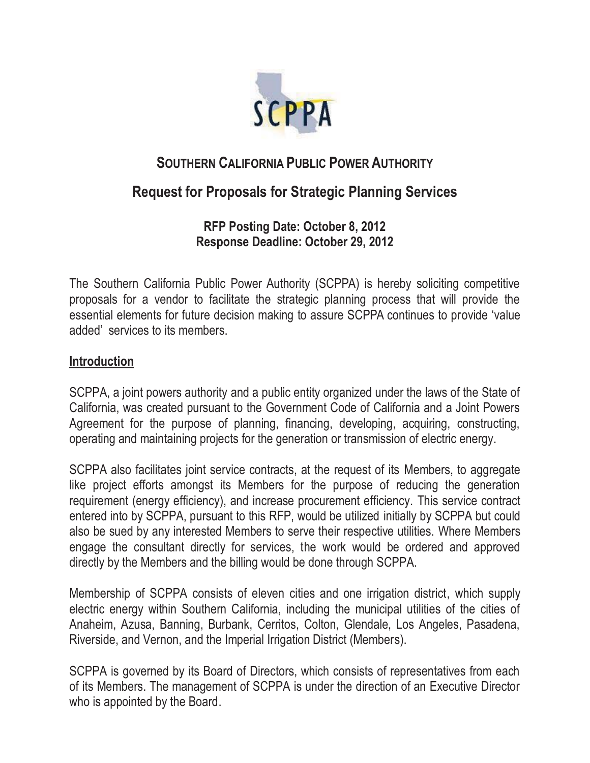# SOUTHERN CALIFORNIA PUBLIC POWER AUTHORITY

## Request for Proposals for Strategic Planning Services

**RFP Posting Date: October 8, 2012**
**Response Deadline: October 29, 2012**

The Southern California Public Power Authority (SCPPA) is hereby soliciting competitive proposals for a vendor to facilitate the strategic planning process that will provide the essential elements for future decision making to assure SCPPA continues to provide 'value added' services to its members.

### Introduction

SCPPA, a joint powers authority and a public entity organized under the laws of the State of California, was created pursuant to the Government Code of California and a Joint Powers Agreement for the purpose of planning, financing, developing, acquiring, constructing, operating and maintaining projects for the generation or transmission of electric energy.

SCPPA also facilitates joint service contracts, at the request of its Members, to aggregate like project efforts amongst its Members for the purpose of reducing the generation requirement (energy efficiency), and increase procurement efficiency. This service contract entered into by SCPPA, pursuant to this RFP, would be utilized initially by SCPPA but could also be sued by any interested Members to serve their respective utilities. Where Members engage the consultant directly for services, the work would be ordered and approved directly by the Members and the billing would be done through SCPPA.

Membership of SCPPA consists of eleven cities and one irrigation district, which supply electric energy within Southern California, including the municipal utilities of the cities of Anaheim, Azusa, Banning, Burbank, Cerritos, Colton, Glendale, Los Angeles, Pasadena, Riverside, and Vernon, and the Imperial Irrigation District (Members).

SCPPA is governed by its Board of Directors, which consists of representatives from each of its Members. The management of SCPPA is under the direction of an Executive Director who is appointed by the Board.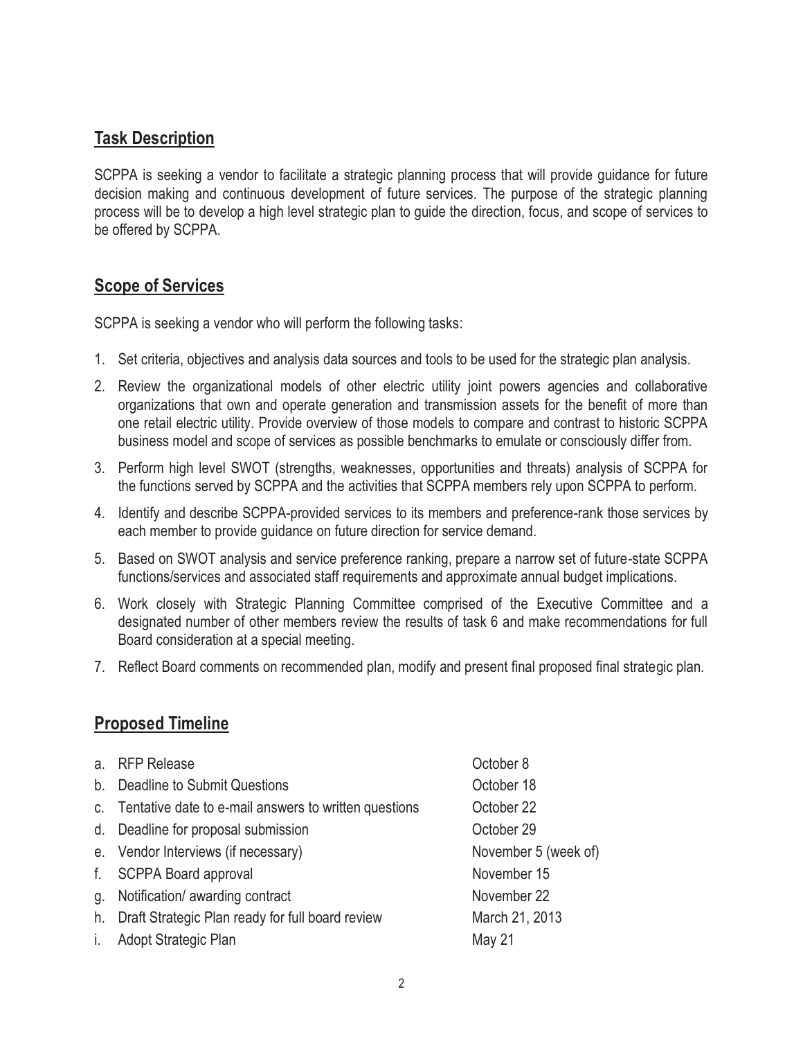## Task Description

SCPPA is seeking a vendor to facilitate a strategic planning process that will provide guidance for future decision making and continuous development of future services. The purpose of the strategic planning process will be to develop a high level strategic plan to guide the direction, focus, and scope of services to be offered by SCPPA.

## Scope of Services

SCPPA is seeking a vendor who will perform the following tasks:

1. Set criteria, objectives and analysis data sources and tools to be used for the strategic plan analysis.
2. Review the organizational models of other electric utility joint powers agencies and collaborative organizations that own and operate generation and transmission assets for the benefit of more than one retail electric utility. Provide overview of those models to compare and contrast to historic SCPPA business model and scope of services as possible benchmarks to emulate or consciously differ from.
3. Perform high level SWOT (strengths, weaknesses, opportunities and threats) analysis of SCPPA for the functions served by SCPPA and the activities that SCPPA members rely upon SCPPA to perform.
4. Identify and describe SCPPA-provided services to its members and preference-rank those services by each member to provide guidance on future direction for service demand.
5. Based on SWOT analysis and service preference ranking, prepare a narrow set of future-state SCPPA functions/services and associated staff requirements and approximate annual budget implications.
6. Work closely with Strategic Planning Committee comprised of the Executive Committee and a designated number of other members review the results of task 6 and make recommendations for full Board consideration at a special meeting.
7. Reflect Board comments on recommended plan, modify and present final proposed final strategic plan.

## Proposed Timeline

| | |
|---|---|
| a. RFP Release | October 8 |
| b. Deadline to Submit Questions | October 18 |
| c. Tentative date to e-mail answers to written questions | October 22 |
| d. Deadline for proposal submission | October 29 |
| e. Vendor Interviews (if necessary) | November 5 (week of) |
| f. SCPPA Board approval | November 15 |
| g. Notification/ awarding contract | November 22 |
| h. Draft Strategic Plan ready for full board review | March 21, 2013 |
| i. Adopt Strategic Plan | May 21 |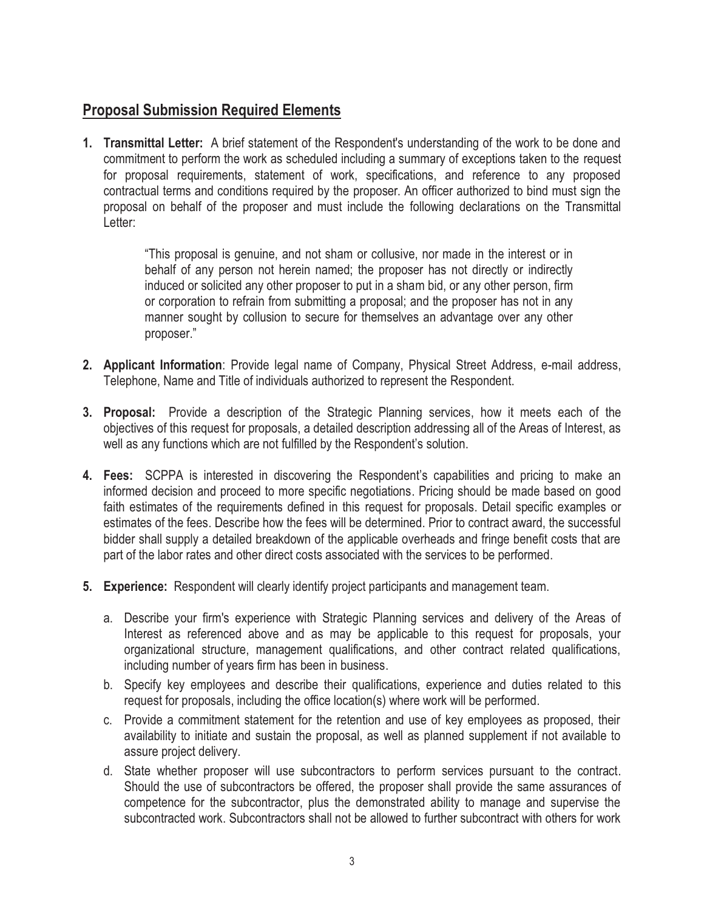## Proposal Submission Required Elements

1. **Transmittal Letter:** A brief statement of the Respondent's understanding of the work to be done and commitment to perform the work as scheduled including a summary of exceptions taken to the request for proposal requirements, statement of work, specifications, and reference to any proposed contractual terms and conditions required by the proposer. An officer authorized to bind must sign the proposal on behalf of the proposer and must include the following declarations on the Transmittal Letter:

   > "This proposal is genuine, and not sham or collusive, nor made in the interest or in behalf of any person not herein named; the proposer has not directly or indirectly induced or solicited any other proposer to put in a sham bid, or any other person, firm or corporation to refrain from submitting a proposal; and the proposer has not in any manner sought by collusion to secure for themselves an advantage over any other proposer."

2. **Applicant Information**: Provide legal name of Company, Physical Street Address, e-mail address, Telephone, Name and Title of individuals authorized to represent the Respondent.

3. **Proposal:** Provide a description of the Strategic Planning services, how it meets each of the objectives of this request for proposals, a detailed description addressing all of the Areas of Interest, as well as any functions which are not fulfilled by the Respondent's solution.

4. **Fees:** SCPPA is interested in discovering the Respondent's capabilities and pricing to make an informed decision and proceed to more specific negotiations. Pricing should be made based on good faith estimates of the requirements defined in this request for proposals. Detail specific examples or estimates of the fees. Describe how the fees will be determined. Prior to contract award, the successful bidder shall supply a detailed breakdown of the applicable overheads and fringe benefit costs that are part of the labor rates and other direct costs associated with the services to be performed.

5. **Experience:** Respondent will clearly identify project participants and management team.

   a. Describe your firm's experience with Strategic Planning services and delivery of the Areas of Interest as referenced above and as may be applicable to this request for proposals, your organizational structure, management qualifications, and other contract related qualifications, including number of years firm has been in business.

   b. Specify key employees and describe their qualifications, experience and duties related to this request for proposals, including the office location(s) where work will be performed.

   c. Provide a commitment statement for the retention and use of key employees as proposed, their availability to initiate and sustain the proposal, as well as planned supplement if not available to assure project delivery.

   d. State whether proposer will use subcontractors to perform services pursuant to the contract. Should the use of subcontractors be offered, the proposer shall provide the same assurances of competence for the subcontractor, plus the demonstrated ability to manage and supervise the subcontracted work. Subcontractors shall not be allowed to further subcontract with others for work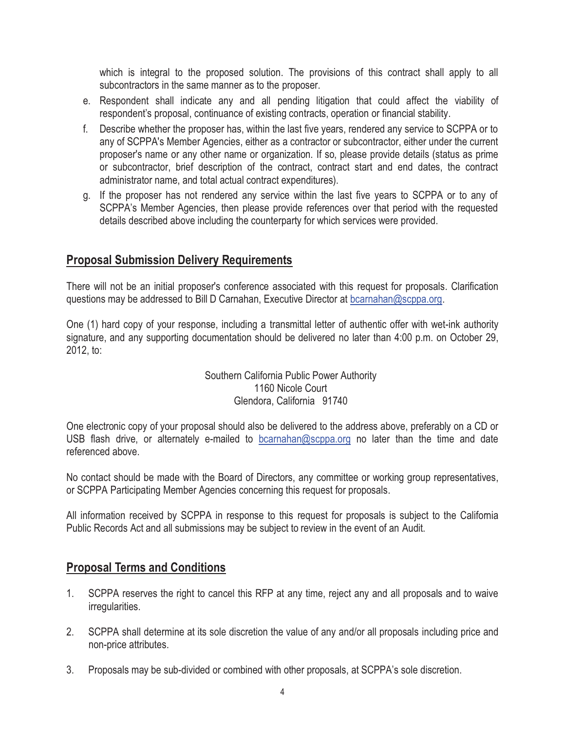which is integral to the proposed solution. The provisions of this contract shall apply to all subcontractors in the same manner as to the proposer.

e. Respondent shall indicate any and all pending litigation that could affect the viability of respondent's proposal, continuance of existing contracts, operation or financial stability.

f. Describe whether the proposer has, within the last five years, rendered any service to SCPPA or to any of SCPPA's Member Agencies, either as a contractor or subcontractor, either under the current proposer's name or any other name or organization. If so, please provide details (status as prime or subcontractor, brief description of the contract, contract start and end dates, the contract administrator name, and total actual contract expenditures).

g. If the proposer has not rendered any service within the last five years to SCPPA or to any of SCPPA's Member Agencies, then please provide references over that period with the requested details described above including the counterparty for which services were provided.

## Proposal Submission Delivery Requirements

There will not be an initial proposer's conference associated with this request for proposals. Clarification questions may be addressed to Bill D Carnahan, Executive Director at bcarnahan@scppa.org.

One (1) hard copy of your response, including a transmittal letter of authentic offer with wet-ink authority signature, and any supporting documentation should be delivered no later than 4:00 p.m. on October 29, 2012, to:

Southern California Public Power Authority
1160 Nicole Court
Glendora, California 91740

One electronic copy of your proposal should also be delivered to the address above, preferably on a CD or USB flash drive, or alternately e-mailed to bcarnahan@scppa.org no later than the time and date referenced above.

No contact should be made with the Board of Directors, any committee or working group representatives, or SCPPA Participating Member Agencies concerning this request for proposals.

All information received by SCPPA in response to this request for proposals is subject to the California Public Records Act and all submissions may be subject to review in the event of an Audit.

## Proposal Terms and Conditions

1. SCPPA reserves the right to cancel this RFP at any time, reject any and all proposals and to waive irregularities.

2. SCPPA shall determine at its sole discretion the value of any and/or all proposals including price and non-price attributes.

3. Proposals may be sub-divided or combined with other proposals, at SCPPA's sole discretion.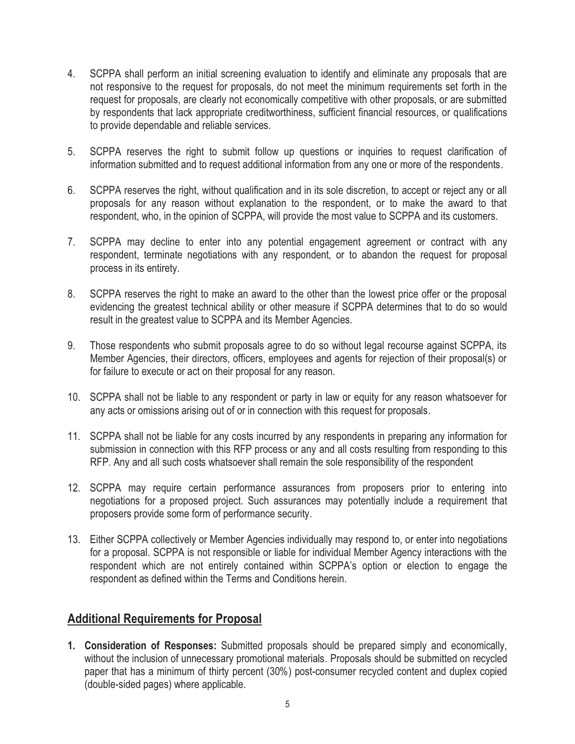4. SCPPA shall perform an initial screening evaluation to identify and eliminate any proposals that are not responsive to the request for proposals, do not meet the minimum requirements set forth in the request for proposals, are clearly not economically competitive with other proposals, or are submitted by respondents that lack appropriate creditworthiness, sufficient financial resources, or qualifications to provide dependable and reliable services.

5. SCPPA reserves the right to submit follow up questions or inquiries to request clarification of information submitted and to request additional information from any one or more of the respondents.

6. SCPPA reserves the right, without qualification and in its sole discretion, to accept or reject any or all proposals for any reason without explanation to the respondent, or to make the award to that respondent, who, in the opinion of SCPPA, will provide the most value to SCPPA and its customers.

7. SCPPA may decline to enter into any potential engagement agreement or contract with any respondent, terminate negotiations with any respondent, or to abandon the request for proposal process in its entirety.

8. SCPPA reserves the right to make an award to the other than the lowest price offer or the proposal evidencing the greatest technical ability or other measure if SCPPA determines that to do so would result in the greatest value to SCPPA and its Member Agencies.

9. Those respondents who submit proposals agree to do so without legal recourse against SCPPA, its Member Agencies, their directors, officers, employees and agents for rejection of their proposal(s) or for failure to execute or act on their proposal for any reason.

10. SCPPA shall not be liable to any respondent or party in law or equity for any reason whatsoever for any acts or omissions arising out of or in connection with this request for proposals.

11. SCPPA shall not be liable for any costs incurred by any respondents in preparing any information for submission in connection with this RFP process or any and all costs resulting from responding to this RFP. Any and all such costs whatsoever shall remain the sole responsibility of the respondent

12. SCPPA may require certain performance assurances from proposers prior to entering into negotiations for a proposed project. Such assurances may potentially include a requirement that proposers provide some form of performance security.

13. Either SCPPA collectively or Member Agencies individually may respond to, or enter into negotiations for a proposal. SCPPA is not responsible or liable for individual Member Agency interactions with the respondent which are not entirely contained within SCPPA's option or election to engage the respondent as defined within the Terms and Conditions herein.

## Additional Requirements for Proposal

1. **Consideration of Responses:** Submitted proposals should be prepared simply and economically, without the inclusion of unnecessary promotional materials. Proposals should be submitted on recycled paper that has a minimum of thirty percent (30%) post-consumer recycled content and duplex copied (double-sided pages) where applicable.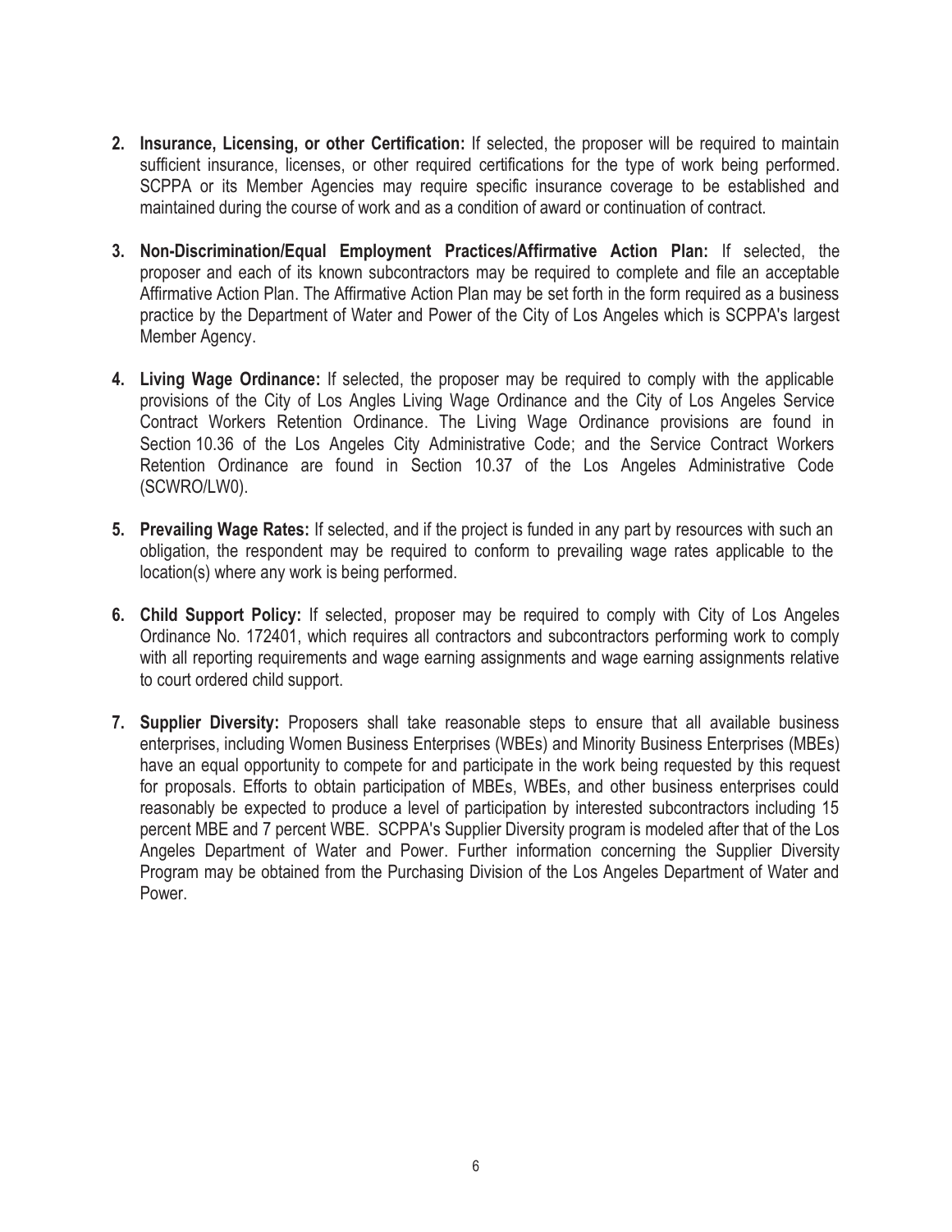2. **Insurance, Licensing, or other Certification:** If selected, the proposer will be required to maintain sufficient insurance, licenses, or other required certifications for the type of work being performed. SCPPA or its Member Agencies may require specific insurance coverage to be established and maintained during the course of work and as a condition of award or continuation of contract.

3. **Non-Discrimination/Equal Employment Practices/Affirmative Action Plan:** If selected, the proposer and each of its known subcontractors may be required to complete and file an acceptable Affirmative Action Plan. The Affirmative Action Plan may be set forth in the form required as a business practice by the Department of Water and Power of the City of Los Angeles which is SCPPA's largest Member Agency.

4. **Living Wage Ordinance:** If selected, the proposer may be required to comply with the applicable provisions of the City of Los Angles Living Wage Ordinance and the City of Los Angeles Service Contract Workers Retention Ordinance. The Living Wage Ordinance provisions are found in Section 10.36 of the Los Angeles City Administrative Code; and the Service Contract Workers Retention Ordinance are found in Section 10.37 of the Los Angeles Administrative Code (SCWRO/LW0).

5. **Prevailing Wage Rates:** If selected, and if the project is funded in any part by resources with such an obligation, the respondent may be required to conform to prevailing wage rates applicable to the location(s) where any work is being performed.

6. **Child Support Policy:** If selected, proposer may be required to comply with City of Los Angeles Ordinance No. 172401, which requires all contractors and subcontractors performing work to comply with all reporting requirements and wage earning assignments and wage earning assignments relative to court ordered child support.

7. **Supplier Diversity:** Proposers shall take reasonable steps to ensure that all available business enterprises, including Women Business Enterprises (WBEs) and Minority Business Enterprises (MBEs) have an equal opportunity to compete for and participate in the work being requested by this request for proposals. Efforts to obtain participation of MBEs, WBEs, and other business enterprises could reasonably be expected to produce a level of participation by interested subcontractors including 15 percent MBE and 7 percent WBE. SCPPA's Supplier Diversity program is modeled after that of the Los Angeles Department of Water and Power. Further information concerning the Supplier Diversity Program may be obtained from the Purchasing Division of the Los Angeles Department of Water and Power.